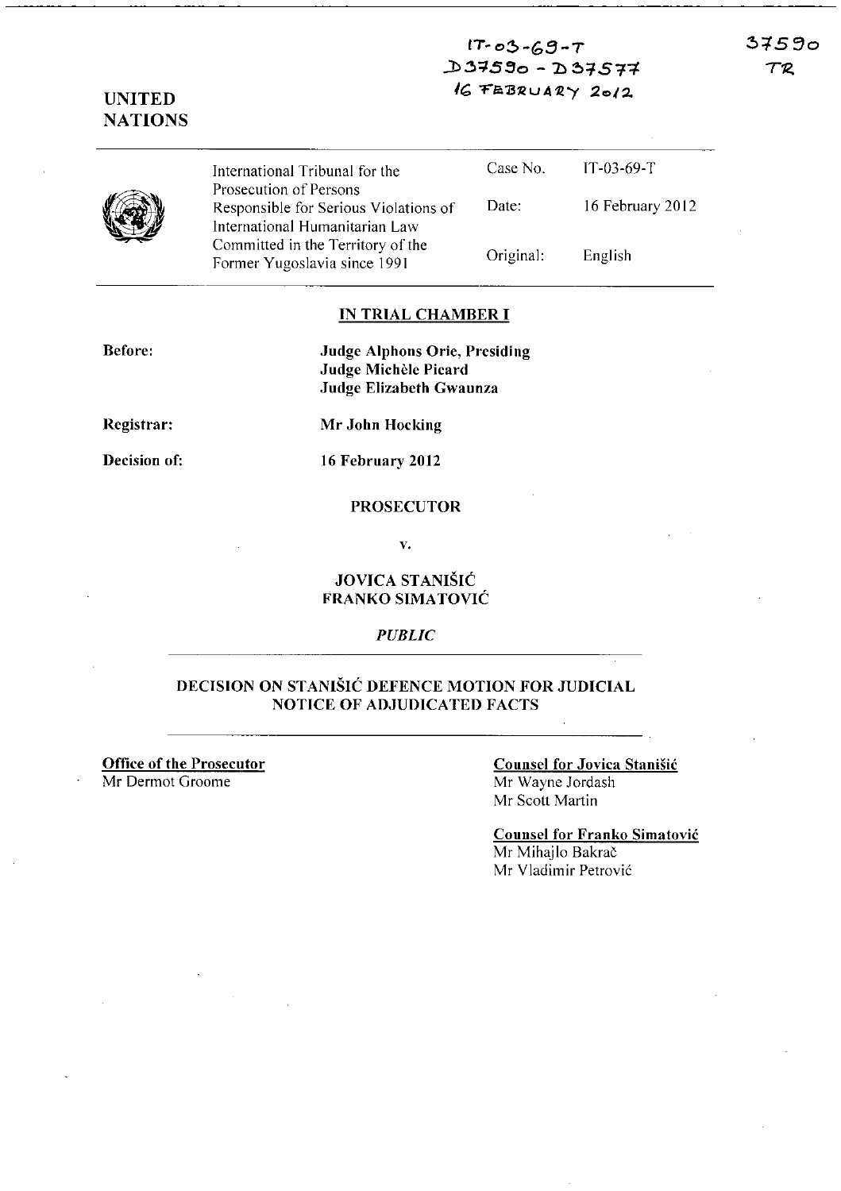IT-03-69-T
D37590 - D37577
16 FEBRUARY 2012

37590
TR

**UNITED NATIONS**

| International Tribunal for the Prosecution of Persons Responsible for Serious Violations of International Humanitarian Law Committed in the Territory of the Former Yugoslavia since 1991 | Case No. | IT-03-69-T |
|---|---|---|
| | Date: | 16 February 2012 |
| | Original: | English |

## IN TRIAL CHAMBER I

**Before:** **Judge Alphons Orie, Presiding**
**Judge Michèle Picard**
**Judge Elizabeth Gwaunza**

**Registrar:** **Mr John Hocking**

**Decision of:** **16 February 2012**

**PROSECUTOR**

**v.**

**JOVICA STANIŠIĆ**
**FRANKO SIMATOVIĆ**

*PUBLIC*

## DECISION ON STANIŠIĆ DEFENCE MOTION FOR JUDICIAL NOTICE OF ADJUDICATED FACTS

**Office of the Prosecutor**
Mr Dermot Groome

**Counsel for Jovica Stanišić**
Mr Wayne Jordash
Mr Scott Martin

**Counsel for Franko Simatović**
Mr Mihajlo Bakrač
Mr Vladimir Petrović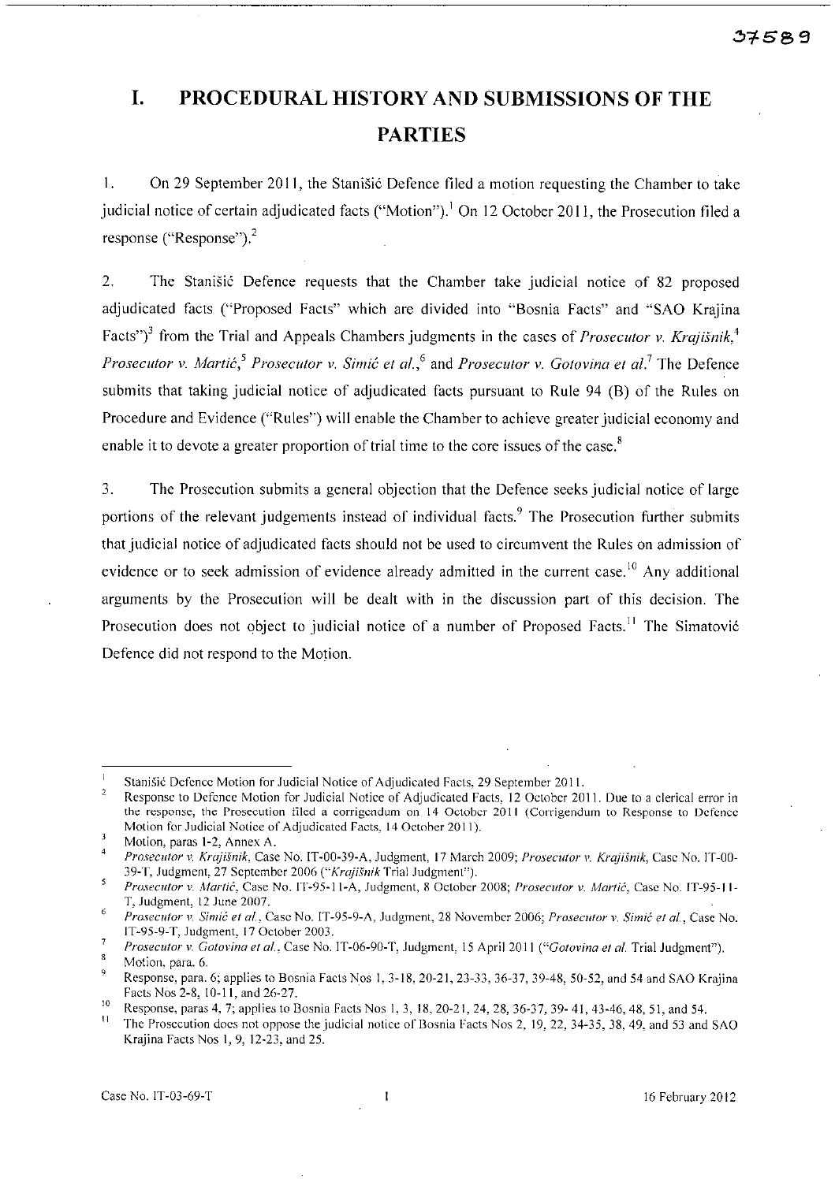# I. PROCEDURAL HISTORY AND SUBMISSIONS OF THE PARTIES

1. On 29 September 2011, the Stanišić Defence filed a motion requesting the Chamber to take judicial notice of certain adjudicated facts ("Motion").[1] On 12 October 2011, the Prosecution filed a response ("Response").[2]

2. The Stanišić Defence requests that the Chamber take judicial notice of 82 proposed adjudicated facts ("Proposed Facts" which are divided into "Bosnia Facts" and "SAO Krajina Facts")[3] from the Trial and Appeals Chambers judgments in the cases of *Prosecutor v. Krajišnik*,[4] *Prosecutor v. Martić*,[5] *Prosecutor v. Simić et al.*,[6] and *Prosecutor v. Gotovina et al.*[7] The Defence submits that taking judicial notice of adjudicated facts pursuant to Rule 94 (B) of the Rules on Procedure and Evidence ("Rules") will enable the Chamber to achieve greater judicial economy and enable it to devote a greater proportion of trial time to the core issues of the case.[8]

3. The Prosecution submits a general objection that the Defence seeks judicial notice of large portions of the relevant judgements instead of individual facts.[9] The Prosecution further submits that judicial notice of adjudicated facts should not be used to circumvent the Rules on admission of evidence or to seek admission of evidence already admitted in the current case.[10] Any additional arguments by the Prosecution will be dealt with in the discussion part of this decision. The Prosecution does not object to judicial notice of a number of Proposed Facts.[11] The Simatović Defence did not respond to the Motion.

---

[1] Stanišić Defence Motion for Judicial Notice of Adjudicated Facts, 29 September 2011.

[2] Response to Defence Motion for Judicial Notice of Adjudicated Facts, 12 October 2011. Due to a clerical error in the response, the Prosecution filed a corrigendum on 14 October 2011 (Corrigendum to Response to Defence Motion for Judicial Notice of Adjudicated Facts, 14 October 2011).

[3] Motion, paras 1-2, Annex A.

[4] *Prosecutor v. Krajišnik*, Case No. IT-00-39-A, Judgment, 17 March 2009; *Prosecutor v. Krajišnik*, Case No. IT-00-39-T, Judgment, 27 September 2006 ("*Krajišnik* Trial Judgment").

[5] *Prosecutor v. Martić*, Case No. IT-95-11-A, Judgment, 8 October 2008; *Prosecutor v. Martić*, Case No. IT-95-11-T, Judgment, 12 June 2007.

[6] *Prosecutor v. Simić et al.*, Case No. IT-95-9-A, Judgment, 28 November 2006; *Prosecutor v. Simić et al.*, Case No. IT-95-9-T, Judgment, 17 October 2003.

[7] *Prosecutor v. Gotovina et al.*, Case No. IT-06-90-T, Judgment, 15 April 2011 ("*Gotovina et al.* Trial Judgment").

[8] Motion, para. 6.

[9] Response, para. 6; applies to Bosnia Facts Nos 1, 3-18, 20-21, 23-33, 36-37, 39-48, 50-52, and 54 and SAO Krajina Facts Nos 2-8, 10-11, and 26-27.

[10] Response, paras 4, 7; applies to Bosnia Facts Nos 1, 3, 18, 20-21, 24, 28, 36-37, 39-41, 43-46, 48, 51, and 54.

[11] The Prosecution does not oppose the judicial notice of Bosnia Facts Nos 2, 19, 22, 34-35, 38, 49, and 53 and SAO Krajina Facts Nos 1, 9, 12-23, and 25.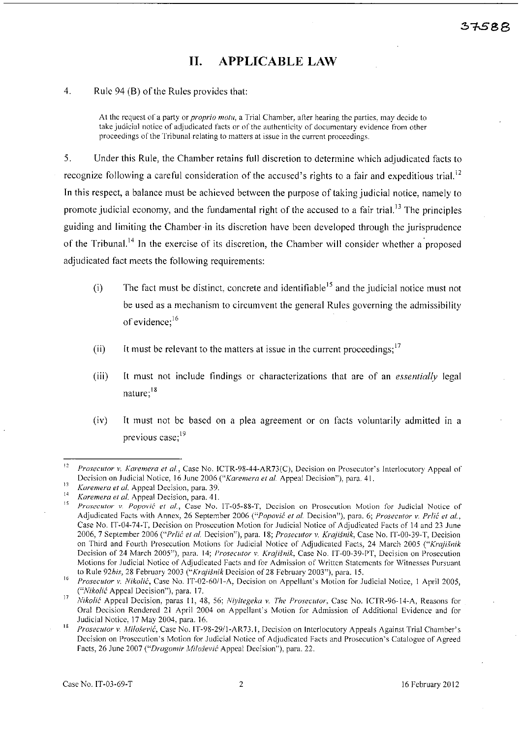## II. APPLICABLE LAW

4. Rule 94 (B) of the Rules provides that:

> At the request of a party or *proprio motu*, a Trial Chamber, after hearing the parties, may decide to take judicial notice of adjudicated facts or of the authenticity of documentary evidence from other proceedings of the Tribunal relating to matters at issue in the current proceedings.

5. Under this Rule, the Chamber retains full discretion to determine which adjudicated facts to recognize following a careful consideration of the accused's rights to a fair and expeditious trial.[12] In this respect, a balance must be achieved between the purpose of taking judicial notice, namely to promote judicial economy, and the fundamental right of the accused to a fair trial.[13] The principles guiding and limiting the Chamber in its discretion have been developed through the jurisprudence of the Tribunal.[14] In the exercise of its discretion, the Chamber will consider whether a proposed adjudicated fact meets the following requirements:

(i) The fact must be distinct, concrete and identifiable[15] and the judicial notice must not be used as a mechanism to circumvent the general Rules governing the admissibility of evidence;[16]

(ii) It must be relevant to the matters at issue in the current proceedings;[17]

(iii) It must not include findings or characterizations that are of an *essentially* legal nature;[18]

(iv) It must not be based on a plea agreement or on facts voluntarily admitted in a previous case;[19]

---

[12] *Prosecutor v. Karemera et al.*, Case No. ICTR-98-44-AR73(C), Decision on Prosecutor's Interlocutory Appeal of Decision on Judicial Notice, 16 June 2006 ("*Karemera et al.* Appeal Decision"), para. 41.

[13] *Karemera et al.* Appeal Decision, para. 39.

[14] *Karemera et al.* Appeal Decision, para. 41.

[15] *Prosecutor v. Popović et al.*, Case No. IT-05-88-T, Decision on Prosecution Motion for Judicial Notice of Adjudicated Facts with Annex, 26 September 2006 ("*Popović et al.* Decision"), para. 6; *Prosecutor v. Prlić et al.*, Case No. IT-04-74-T, Decision on Prosecution Motion for Judicial Notice of Adjudicated Facts of 14 and 23 June 2006, 7 September 2006 ("*Prlić et al.* Decision"), para. 18; *Prosecutor v. Krajišnik*, Case No. IT-00-39-T, Decision on Third and Fourth Prosecution Motions for Judicial Notice of Adjudicated Facts, 24 March 2005 ("*Krajišnik* Decision of 24 March 2005"), para. 14; *Prosecutor v. Krajišnik*, Case No. IT-00-39-PT, Decision on Prosecution Motions for Judicial Notice of Adjudicated Facts and for Admission of Written Statements for Witnesses Pursuant to Rule 92*bis*, 28 February 2003 ("*Krajišnik* Decision of 28 February 2003"), para. 15.

[16] *Prosecutor v. Nikolić*, Case No. IT-02-60/1-A, Decision on Appellant's Motion for Judicial Notice, 1 April 2005, ("*Nikolić* Appeal Decision"), para. 17.

[17] *Nikolić* Appeal Decision, paras 11, 48, 56; *Niyitegeka v. The Prosecutor*, Case No. ICTR-96-14-A, Reasons for Oral Decision Rendered 21 April 2004 on Appellant's Motion for Admission of Additional Evidence and for Judicial Notice, 17 May 2004, para. 16.

[18] *Prosecutor v. Milošević*, Case No. IT-98-29/1-AR73.1, Decision on Interlocutory Appeals Against Trial Chamber's Decision on Prosecution's Motion for Judicial Notice of Adjudicated Facts and Prosecution's Catalogue of Agreed Facts, 26 June 2007 ("*Dragomir Milošević* Appeal Decision"), para. 22.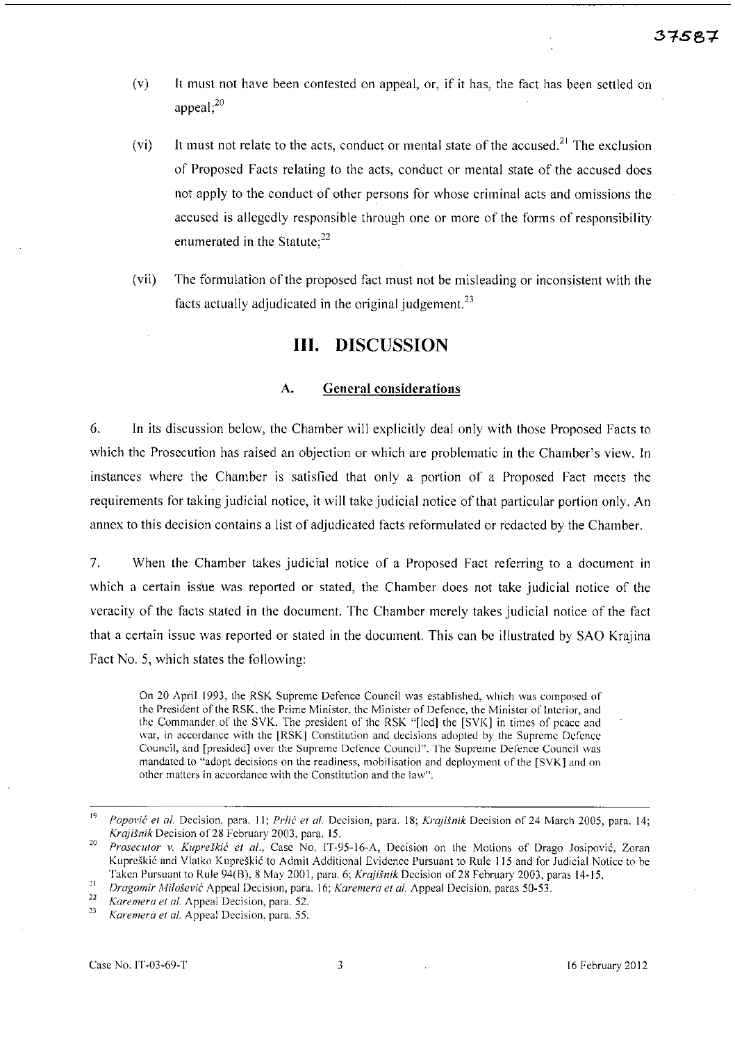(v) It must not have been contested on appeal, or, if it has, the fact has been settled on appeal;[20]

(vi) It must not relate to the acts, conduct or mental state of the accused.[21] The exclusion of Proposed Facts relating to the acts, conduct or mental state of the accused does not apply to the conduct of other persons for whose criminal acts and omissions the accused is allegedly responsible through one or more of the forms of responsibility enumerated in the Statute;[22]

(vii) The formulation of the proposed fact must not be misleading or inconsistent with the facts actually adjudicated in the original judgement.[23]

# III. DISCUSSION

## A. General considerations

6. In its discussion below, the Chamber will explicitly deal only with those Proposed Facts to which the Prosecution has raised an objection or which are problematic in the Chamber's view. In instances where the Chamber is satisfied that only a portion of a Proposed Fact meets the requirements for taking judicial notice, it will take judicial notice of that particular portion only. An annex to this decision contains a list of adjudicated facts reformulated or redacted by the Chamber.

7. When the Chamber takes judicial notice of a Proposed Fact referring to a document in which a certain issue was reported or stated, the Chamber does not take judicial notice of the veracity of the facts stated in the document. The Chamber merely takes judicial notice of the fact that a certain issue was reported or stated in the document. This can be illustrated by SAO Krajina Fact No. 5, which states the following:

> On 20 April 1993, the RSK Supreme Defence Council was established, which was composed of the President of the RSK, the Prime Minister, the Minister of Defence, the Minister of Interior, and the Commander of the SVK. The president of the RSK "[led] the [SVK] in times of peace and war, in accordance with the [RSK] Constitution and decisions adopted by the Supreme Defence Council, and [presided] over the Supreme Defence Council". The Supreme Defence Council was mandated to "adopt decisions on the readiness, mobilisation and deployment of the [SVK] and on other matters in accordance with the Constitution and the law".

---

[19] *Popović et al.* Decision, para. 11; *Prlić et al.* Decision, para. 18; *Krajišnik* Decision of 24 March 2005, para. 14; *Krajišnik* Decision of 28 February 2003, para. 15.

[20] *Prosecutor v. Kupreškić et al.*, Case No. IT-95-16-A, Decision on the Motions of Drago Josipović, Zoran Kupreškić and Vlatko Kupreškić to Admit Additional Evidence Pursuant to Rule 115 and for Judicial Notice to be Taken Pursuant to Rule 94(B), 8 May 2001, para. 6; *Krajišnik* Decision of 28 February 2003, paras 14-15.

[21] *Dragomir Milošević* Appeal Decision, para. 16; *Karemera et al.* Appeal Decision, paras 50-53.

[22] *Karemera et al.* Appeal Decision, para. 52.

[23] *Karemera et al.* Appeal Decision, para. 55.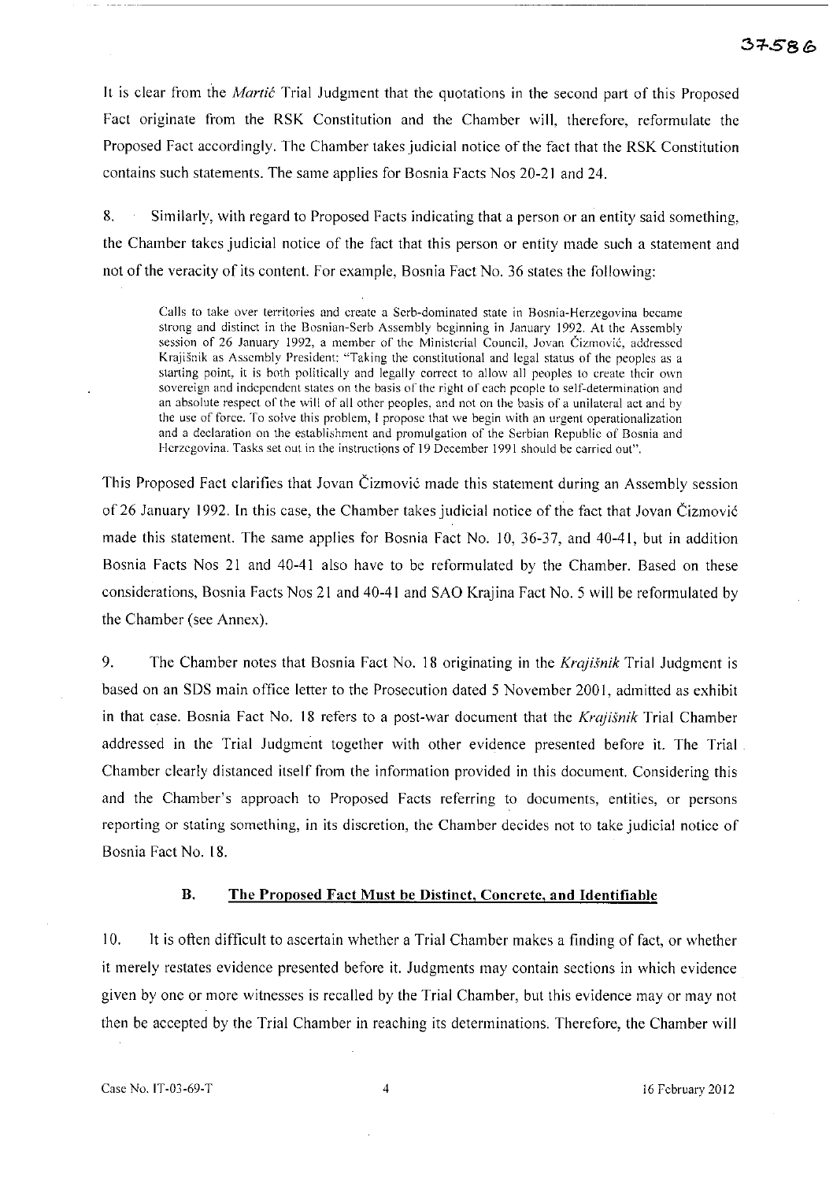It is clear from the *Martić* Trial Judgment that the quotations in the second part of this Proposed Fact originate from the RSK Constitution and the Chamber will, therefore, reformulate the Proposed Fact accordingly. The Chamber takes judicial notice of the fact that the RSK Constitution contains such statements. The same applies for Bosnia Facts Nos 20-21 and 24.

8. Similarly, with regard to Proposed Facts indicating that a person or an entity said something, the Chamber takes judicial notice of the fact that this person or entity made such a statement and not of the veracity of its content. For example, Bosnia Fact No. 36 states the following:

> Calls to take over territories and create a Serb-dominated state in Bosnia-Herzegovina became strong and distinct in the Bosnian-Serb Assembly beginning in January 1992. At the Assembly session of 26 January 1992, a member of the Ministerial Council, Jovan Čizmović, addressed Krajišnik as Assembly President: "Taking the constitutional and legal status of the peoples as a starting point, it is both politically and legally correct to allow all peoples to create their own sovereign and independent states on the basis of the right of each people to self-determination and an absolute respect of the will of all other peoples, and not on the basis of a unilateral act and by the use of force. To solve this problem, I propose that we begin with an urgent operationalization and a declaration on the establishment and promulgation of the Serbian Republic of Bosnia and Herzegovina. Tasks set out in the instructions of 19 December 1991 should be carried out".

This Proposed Fact clarifies that Jovan Čizmović made this statement during an Assembly session of 26 January 1992. In this case, the Chamber takes judicial notice of the fact that Jovan Čizmović made this statement. The same applies for Bosnia Fact No. 10, 36-37, and 40-41, but in addition Bosnia Facts Nos 21 and 40-41 also have to be reformulated by the Chamber. Based on these considerations, Bosnia Facts Nos 21 and 40-41 and SAO Krajina Fact No. 5 will be reformulated by the Chamber (see Annex).

9. The Chamber notes that Bosnia Fact No. 18 originating in the *Krajišnik* Trial Judgment is based on an SDS main office letter to the Prosecution dated 5 November 2001, admitted as exhibit in that case. Bosnia Fact No. 18 refers to a post-war document that the *Krajišnik* Trial Chamber addressed in the Trial Judgment together with other evidence presented before it. The Trial Chamber clearly distanced itself from the information provided in this document. Considering this and the Chamber's approach to Proposed Facts referring to documents, entities, or persons reporting or stating something, in its discretion, the Chamber decides not to take judicial notice of Bosnia Fact No. 18.

### B. The Proposed Fact Must be Distinct, Concrete, and Identifiable

10. It is often difficult to ascertain whether a Trial Chamber makes a finding of fact, or whether it merely restates evidence presented before it. Judgments may contain sections in which evidence given by one or more witnesses is recalled by the Trial Chamber, but this evidence may or may not then be accepted by the Trial Chamber in reaching its determinations. Therefore, the Chamber will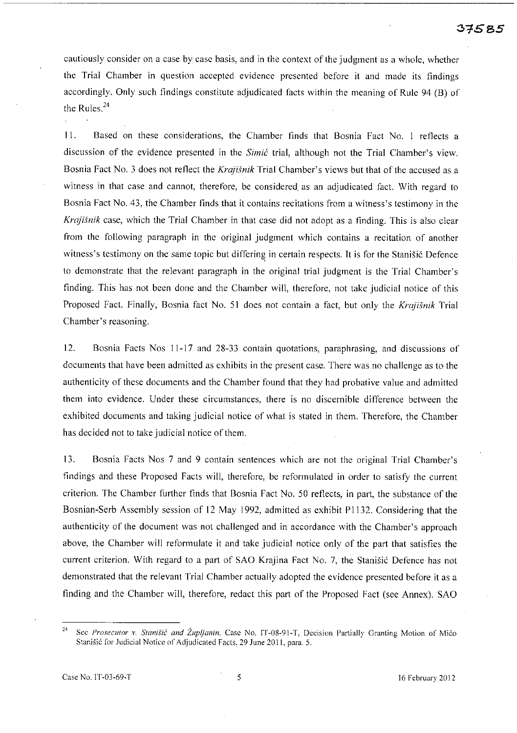cautiously consider on a case by case basis, and in the context of the judgment as a whole, whether the Trial Chamber in question accepted evidence presented before it and made its findings accordingly. Only such findings constitute adjudicated facts within the meaning of Rule 94 (B) of the Rules.[24]

11. Based on these considerations, the Chamber finds that Bosnia Fact No. 1 reflects a discussion of the evidence presented in the *Simić* trial, although not the Trial Chamber's view. Bosnia Fact No. 3 does not reflect the *Krajišnik* Trial Chamber's views but that of the accused as a witness in that case and cannot, therefore, be considered as an adjudicated fact. With regard to Bosnia Fact No. 43, the Chamber finds that it contains recitations from a witness's testimony in the *Krajišnik* case, which the Trial Chamber in that case did not adopt as a finding. This is also clear from the following paragraph in the original judgment which contains a recitation of another witness's testimony on the same topic but differing in certain respects. It is for the Stanišić Defence to demonstrate that the relevant paragraph in the original trial judgment is the Trial Chamber's finding. This has not been done and the Chamber will, therefore, not take judicial notice of this Proposed Fact. Finally, Bosnia fact No. 51 does not contain a fact, but only the *Krajišnik* Trial Chamber's reasoning.

12. Bosnia Facts Nos 11-17 and 28-33 contain quotations, paraphrasing, and discussions of documents that have been admitted as exhibits in the present case. There was no challenge as to the authenticity of these documents and the Chamber found that they had probative value and admitted them into evidence. Under these circumstances, there is no discernible difference between the exhibited documents and taking judicial notice of what is stated in them. Therefore, the Chamber has decided not to take judicial notice of them.

13. Bosnia Facts Nos 7 and 9 contain sentences which are not the original Trial Chamber's findings and these Proposed Facts will, therefore, be reformulated in order to satisfy the current criterion. The Chamber further finds that Bosnia Fact No. 50 reflects, in part, the substance of the Bosnian-Serb Assembly session of 12 May 1992, admitted as exhibit P1132. Considering that the authenticity of the document was not challenged and in accordance with the Chamber's approach above, the Chamber will reformulate it and take judicial notice only of the part that satisfies the current criterion. With regard to a part of SAO Krajina Fact No. 7, the Stanišić Defence has not demonstrated that the relevant Trial Chamber actually adopted the evidence presented before it as a finding and the Chamber will, therefore, redact this part of the Proposed Fact (see Annex). SAO

---

[24] See *Prosecutor v. Stanišić and Župljanin*, Case No. IT-08-91-T, Decision Partially Granting Motion of Mićo Stanišić for Judicial Notice of Adjudicated Facts, 29 June 2011, para. 5.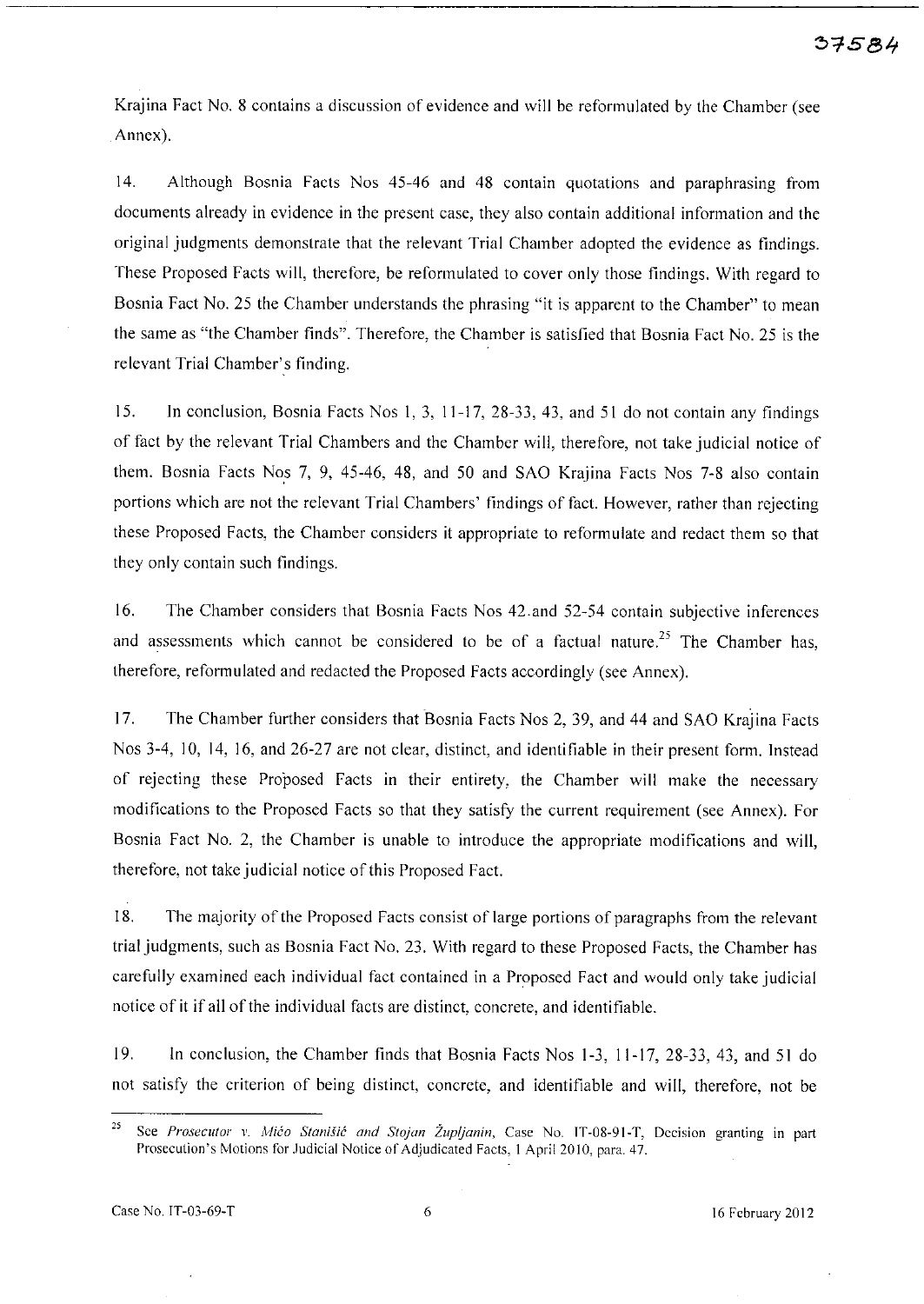Krajina Fact No. 8 contains a discussion of evidence and will be reformulated by the Chamber (see Annex).

14. Although Bosnia Facts Nos 45-46 and 48 contain quotations and paraphrasing from documents already in evidence in the present case, they also contain additional information and the original judgments demonstrate that the relevant Trial Chamber adopted the evidence as findings. These Proposed Facts will, therefore, be reformulated to cover only those findings. With regard to Bosnia Fact No. 25 the Chamber understands the phrasing "it is apparent to the Chamber" to mean the same as "the Chamber finds". Therefore, the Chamber is satisfied that Bosnia Fact No. 25 is the relevant Trial Chamber's finding.

15. In conclusion, Bosnia Facts Nos 1, 3, 11-17, 28-33, 43, and 51 do not contain any findings of fact by the relevant Trial Chambers and the Chamber will, therefore, not take judicial notice of them. Bosnia Facts Nos 7, 9, 45-46, 48, and 50 and SAO Krajina Facts Nos 7-8 also contain portions which are not the relevant Trial Chambers' findings of fact. However, rather than rejecting these Proposed Facts, the Chamber considers it appropriate to reformulate and redact them so that they only contain such findings.

16. The Chamber considers that Bosnia Facts Nos 42 and 52-54 contain subjective inferences and assessments which cannot be considered to be of a factual nature.[25] The Chamber has, therefore, reformulated and redacted the Proposed Facts accordingly (see Annex).

17. The Chamber further considers that Bosnia Facts Nos 2, 39, and 44 and SAO Krajina Facts Nos 3-4, 10, 14, 16, and 26-27 are not clear, distinct, and identifiable in their present form. Instead of rejecting these Proposed Facts in their entirety, the Chamber will make the necessary modifications to the Proposed Facts so that they satisfy the current requirement (see Annex). For Bosnia Fact No. 2, the Chamber is unable to introduce the appropriate modifications and will, therefore, not take judicial notice of this Proposed Fact.

18. The majority of the Proposed Facts consist of large portions of paragraphs from the relevant trial judgments, such as Bosnia Fact No. 23. With regard to these Proposed Facts, the Chamber has carefully examined each individual fact contained in a Proposed Fact and would only take judicial notice of it if all of the individual facts are distinct, concrete, and identifiable.

19. In conclusion, the Chamber finds that Bosnia Facts Nos 1-3, 11-17, 28-33, 43, and 51 do not satisfy the criterion of being distinct, concrete, and identifiable and will, therefore, not be

---

[25] See *Prosecutor v. Mićo Stanišić and Stojan Župljanin*, Case No. IT-08-91-T, Decision granting in part Prosecution's Motions for Judicial Notice of Adjudicated Facts, 1 April 2010, para. 47.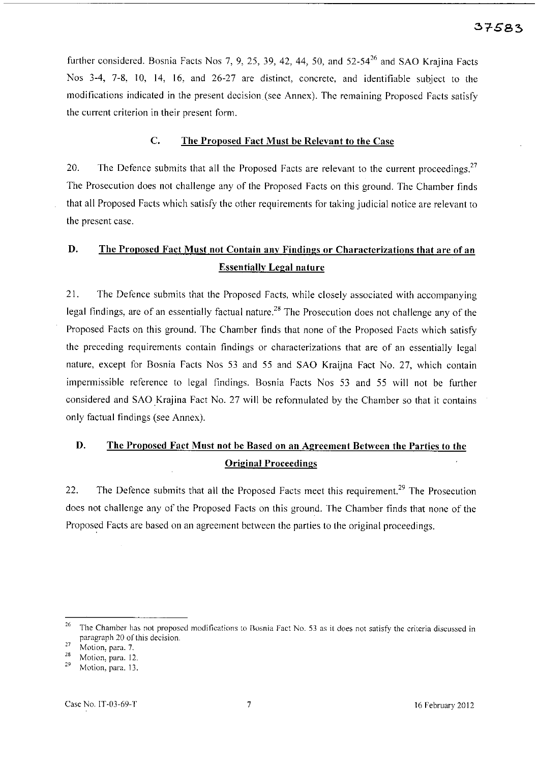further considered. Bosnia Facts Nos 7, 9, 25, 39, 42, 44, 50, and 52-54[26] and SAO Krajina Facts Nos 3-4, 7-8, 10, 14, 16, and 26-27 are distinct, concrete, and identifiable subject to the modifications indicated in the present decision (see Annex). The remaining Proposed Facts satisfy the current criterion in their present form.

### C. The Proposed Fact Must be Relevant to the Case

20. The Defence submits that all the Proposed Facts are relevant to the current proceedings.[27] The Prosecution does not challenge any of the Proposed Facts on this ground. The Chamber finds that all Proposed Facts which satisfy the other requirements for taking judicial notice are relevant to the present case.

### D. The Proposed Fact Must not Contain any Findings or Characterizations that are of an Essentially Legal nature

21. The Defence submits that the Proposed Facts, while closely associated with accompanying legal findings, are of an essentially factual nature.[28] The Prosecution does not challenge any of the Proposed Facts on this ground. The Chamber finds that none of the Proposed Facts which satisfy the preceding requirements contain findings or characterizations that are of an essentially legal nature, except for Bosnia Facts Nos 53 and 55 and SAO Kraijna Fact No. 27, which contain impermissible reference to legal findings. Bosnia Facts Nos 53 and 55 will not be further considered and SAO Krajina Fact No. 27 will be reformulated by the Chamber so that it contains only factual findings (see Annex).

### D. The Proposed Fact Must not be Based on an Agreement Between the Parties to the Original Proceedings

22. The Defence submits that all the Proposed Facts meet this requirement.[29] The Prosecution does not challenge any of the Proposed Facts on this ground. The Chamber finds that none of the Proposed Facts are based on an agreement between the parties to the original proceedings.

---

[26] The Chamber has not proposed modifications to Bosnia Fact No. 53 as it does not satisfy the criteria discussed in paragraph 20 of this decision.

[27] Motion, para. 7.

[28] Motion, para. 12.

[29] Motion, para. 13.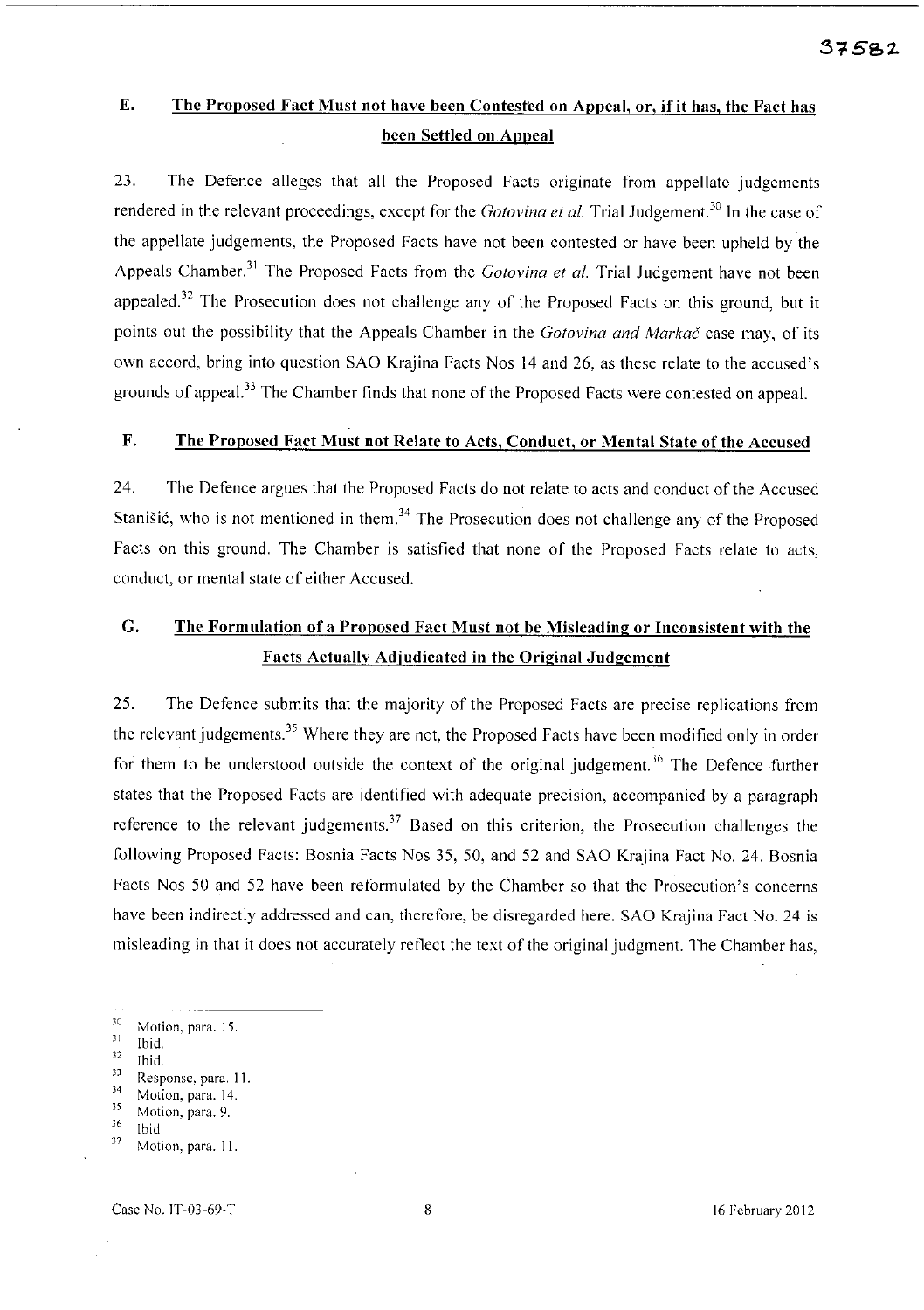## E. The Proposed Fact Must not have been Contested on Appeal, or, if it has, the Fact has been Settled on Appeal

23. The Defence alleges that all the Proposed Facts originate from appellate judgements rendered in the relevant proceedings, except for the *Gotovina et al.* Trial Judgement.[30] In the case of the appellate judgements, the Proposed Facts have not been contested or have been upheld by the Appeals Chamber.[31] The Proposed Facts from the *Gotovina et al.* Trial Judgement have not been appealed.[32] The Prosecution does not challenge any of the Proposed Facts on this ground, but it points out the possibility that the Appeals Chamber in the *Gotovina and Markač* case may, of its own accord, bring into question SAO Krajina Facts Nos 14 and 26, as these relate to the accused's grounds of appeal.[33] The Chamber finds that none of the Proposed Facts were contested on appeal.

## F. The Proposed Fact Must not Relate to Acts, Conduct, or Mental State of the Accused

24. The Defence argues that the Proposed Facts do not relate to acts and conduct of the Accused Stanišić, who is not mentioned in them.[34] The Prosecution does not challenge any of the Proposed Facts on this ground. The Chamber is satisfied that none of the Proposed Facts relate to acts, conduct, or mental state of either Accused.

## G. The Formulation of a Proposed Fact Must not be Misleading or Inconsistent with the Facts Actually Adjudicated in the Original Judgement

25. The Defence submits that the majority of the Proposed Facts are precise replications from the relevant judgements.[35] Where they are not, the Proposed Facts have been modified only in order for them to be understood outside the context of the original judgement.[36] The Defence further states that the Proposed Facts are identified with adequate precision, accompanied by a paragraph reference to the relevant judgements.[37] Based on this criterion, the Prosecution challenges the following Proposed Facts: Bosnia Facts Nos 35, 50, and 52 and SAO Krajina Fact No. 24. Bosnia Facts Nos 50 and 52 have been reformulated by the Chamber so that the Prosecution's concerns have been indirectly addressed and can, therefore, be disregarded here. SAO Krajina Fact No. 24 is misleading in that it does not accurately reflect the text of the original judgment. The Chamber has,

---

[30] Motion, para. 15.
[31] Ibid.
[32] Ibid.
[33] Response, para. 11.
[34] Motion, para. 14.
[35] Motion, para. 9.
[36] Ibid.
[37] Motion, para. 11.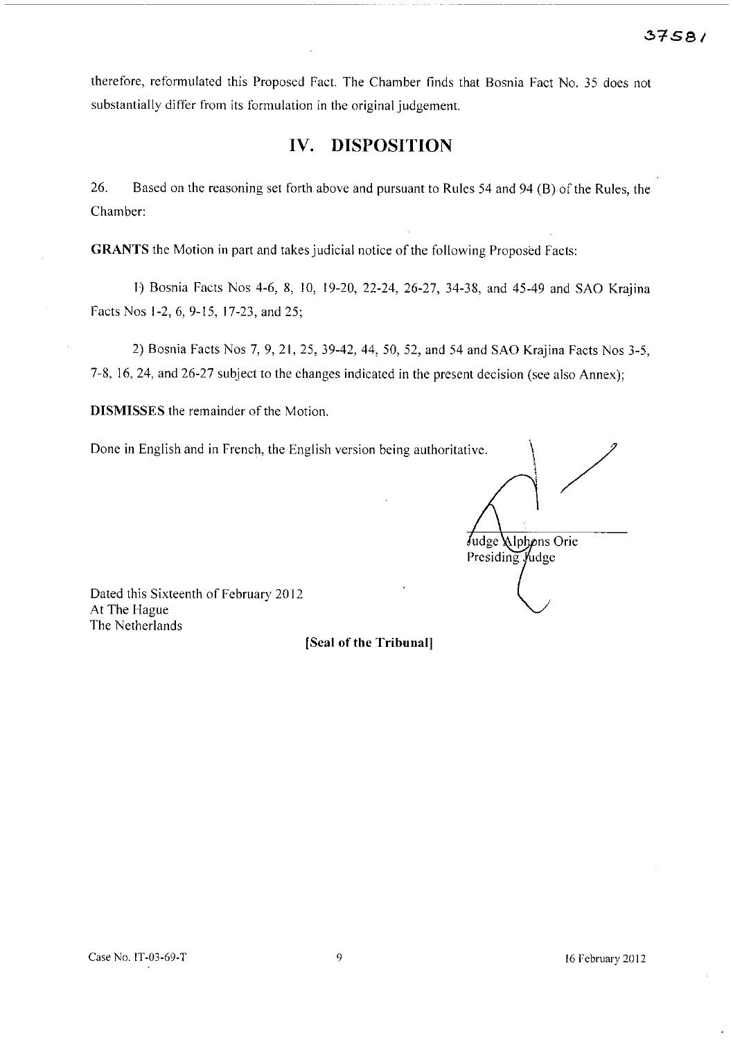therefore, reformulated this Proposed Fact. The Chamber finds that Bosnia Fact No. 35 does not substantially differ from its formulation in the original judgement.

# IV. DISPOSITION

26. Based on the reasoning set forth above and pursuant to Rules 54 and 94 (B) of the Rules, the Chamber:

**GRANTS** the Motion in part and takes judicial notice of the following Proposed Facts:

1) Bosnia Facts Nos 4-6, 8, 10, 19-20, 22-24, 26-27, 34-38, and 45-49 and SAO Krajina Facts Nos 1-2, 6, 9-15, 17-23, and 25;

2) Bosnia Facts Nos 7, 9, 21, 25, 39-42, 44, 50, 52, and 54 and SAO Krajina Facts Nos 3-5, 7-8, 16, 24, and 26-27 subject to the changes indicated in the present decision (see also Annex);

**DISMISSES** the remainder of the Motion.

Done in English and in French, the English version being authoritative.

Judge Alphons Orie
Presiding Judge

Dated this Sixteenth of February 2012
At The Hague
The Netherlands

**[Seal of the Tribunal]**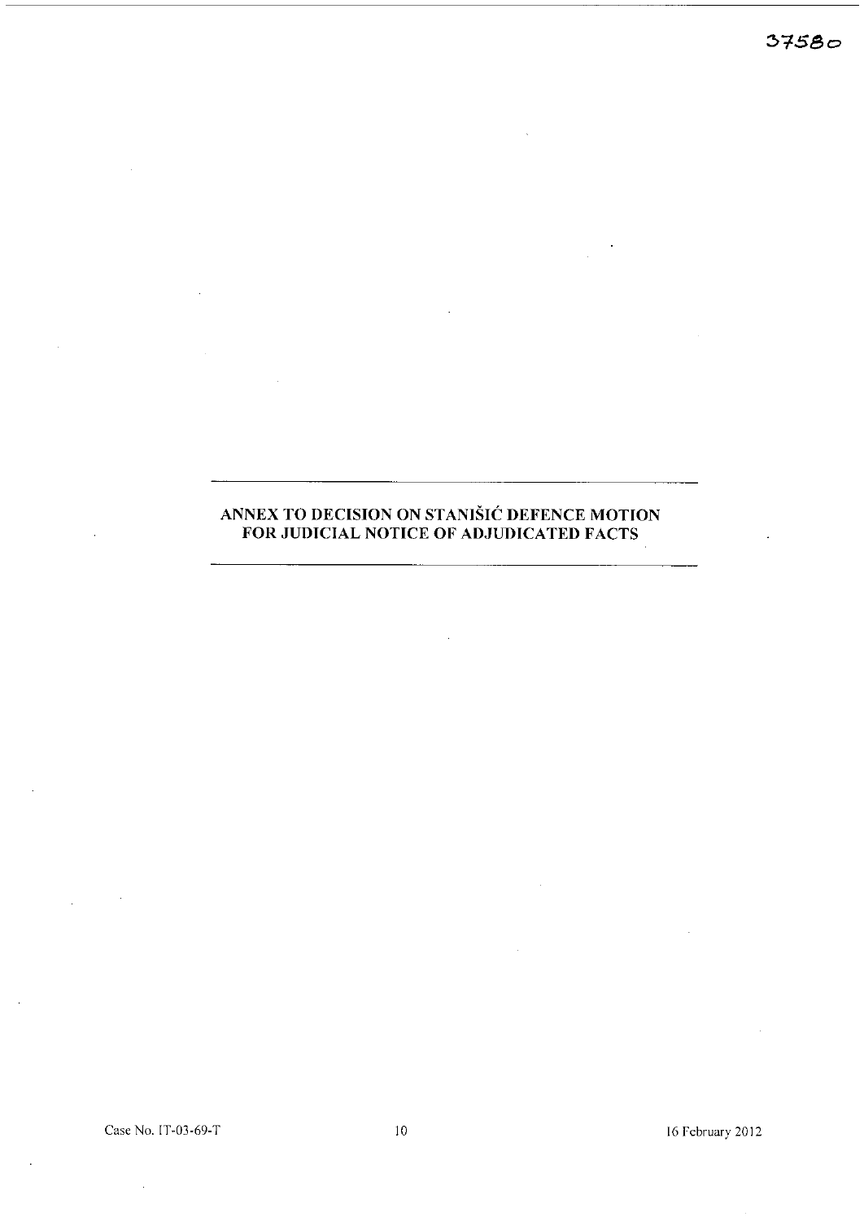# ANNEX TO DECISION ON STANIŠIĆ DEFENCE MOTION FOR JUDICIAL NOTICE OF ADJUDICATED FACTS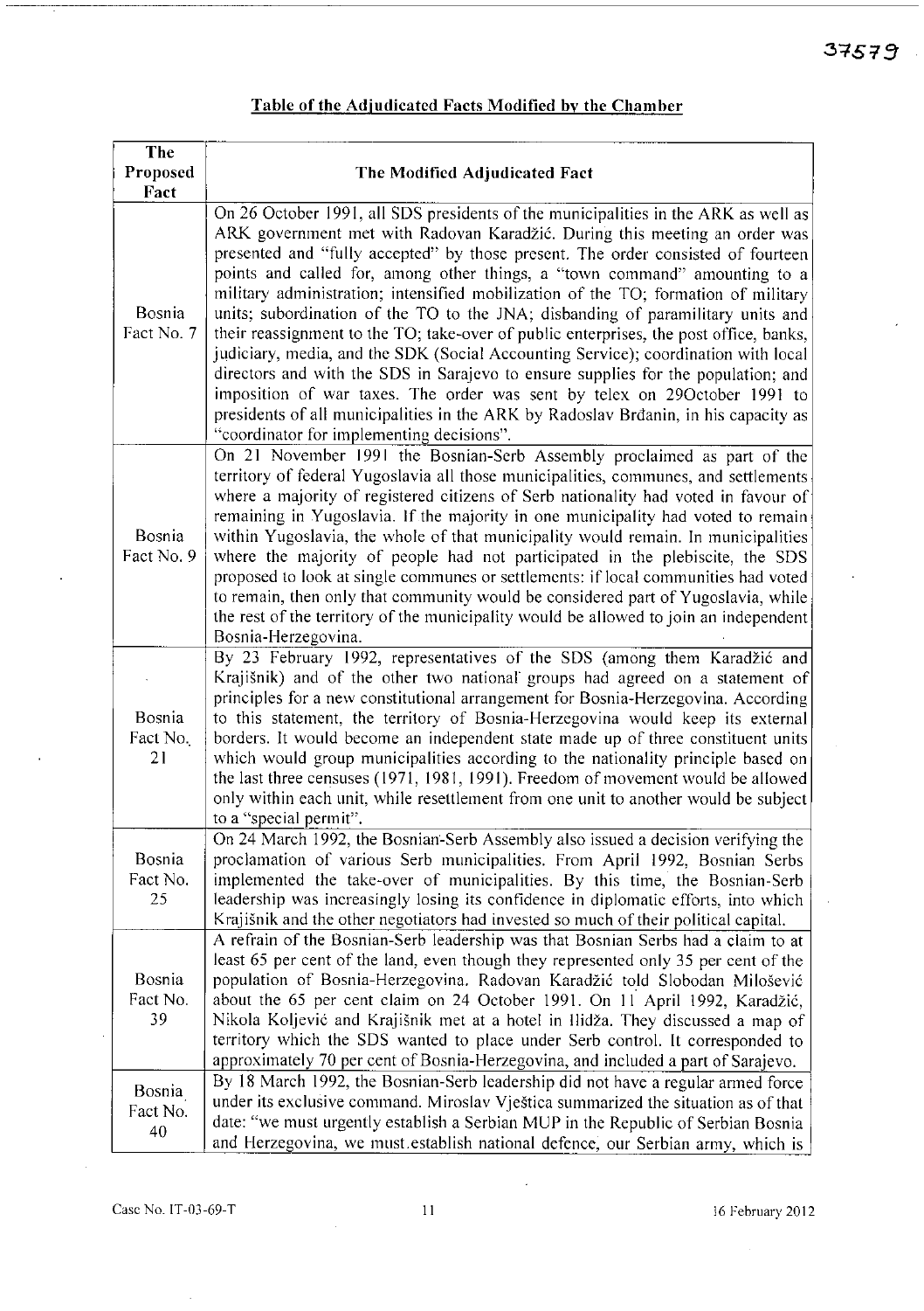## Table of the Adjudicated Facts Modified by the Chamber

| The Proposed Fact | The Modified Adjudicated Fact |
|---|---|
| Bosnia Fact No. 7 | On 26 October 1991, all SDS presidents of the municipalities in the ARK as well as ARK government met with Radovan Karadžić. During this meeting an order was presented and "fully accepted" by those present. The order consisted of fourteen points and called for, among other things, a "town command" amounting to a military administration; intensified mobilization of the TO; formation of military units; subordination of the TO to the JNA; disbanding of paramilitary units and their reassignment to the TO; take-over of public enterprises, the post office, banks, judiciary, media, and the SDK (Social Accounting Service); coordination with local directors and with the SDS in Sarajevo to ensure supplies for the population; and imposition of war taxes. The order was sent by telex on 29October 1991 to presidents of all municipalities in the ARK by Radoslav Brđanin, in his capacity as "coordinator for implementing decisions". |
| Bosnia Fact No. 9 | On 21 November 1991 the Bosnian-Serb Assembly proclaimed as part of the territory of federal Yugoslavia all those municipalities, communes, and settlements where a majority of registered citizens of Serb nationality had voted in favour of remaining in Yugoslavia. If the majority in one municipality had voted to remain within Yugoslavia, the whole of that municipality would remain. In municipalities where the majority of people had not participated in the plebiscite, the SDS proposed to look at single communes or settlements: if local communities had voted to remain, then only that community would be considered part of Yugoslavia, while the rest of the territory of the municipality would be allowed to join an independent Bosnia-Herzegovina. |
| Bosnia Fact No. 21 | By 23 February 1992, representatives of the SDS (among them Karadžić and Krajišnik) and of the other two national groups had agreed on a statement of principles for a new constitutional arrangement for Bosnia-Herzegovina. According to this statement, the territory of Bosnia-Herzegovina would keep its external borders. It would become an independent state made up of three constituent units which would group municipalities according to the nationality principle based on the last three censuses (1971, 1981, 1991). Freedom of movement would be allowed only within each unit, while resettlement from one unit to another would be subject to a "special permit". |
| Bosnia Fact No. 25 | On 24 March 1992, the Bosnian-Serb Assembly also issued a decision verifying the proclamation of various Serb municipalities. From April 1992, Bosnian Serbs implemented the take-over of municipalities. By this time, the Bosnian-Serb leadership was increasingly losing its confidence in diplomatic efforts, into which Krajišnik and the other negotiators had invested so much of their political capital. |
| Bosnia Fact No. 39 | A refrain of the Bosnian-Serb leadership was that Bosnian Serbs had a claim to at least 65 per cent of the land, even though they represented only 35 per cent of the population of Bosnia-Herzegovina. Radovan Karadžić told Slobodan Milošević about the 65 per cent claim on 24 October 1991. On 11 April 1992, Karadžić, Nikola Koljević and Krajišnik met at a hotel in Ilidža. They discussed a map of territory which the SDS wanted to place under Serb control. It corresponded to approximately 70 per cent of Bosnia-Herzegovina, and included a part of Sarajevo. |
| Bosnia Fact No. 40 | By 18 March 1992, the Bosnian-Serb leadership did not have a regular armed force under its exclusive command. Miroslav Vještica summarized the situation as of that date: "we must urgently establish a Serbian MUP in the Republic of Serbian Bosnia and Herzegovina, we must establish national defence, our Serbian army, which is |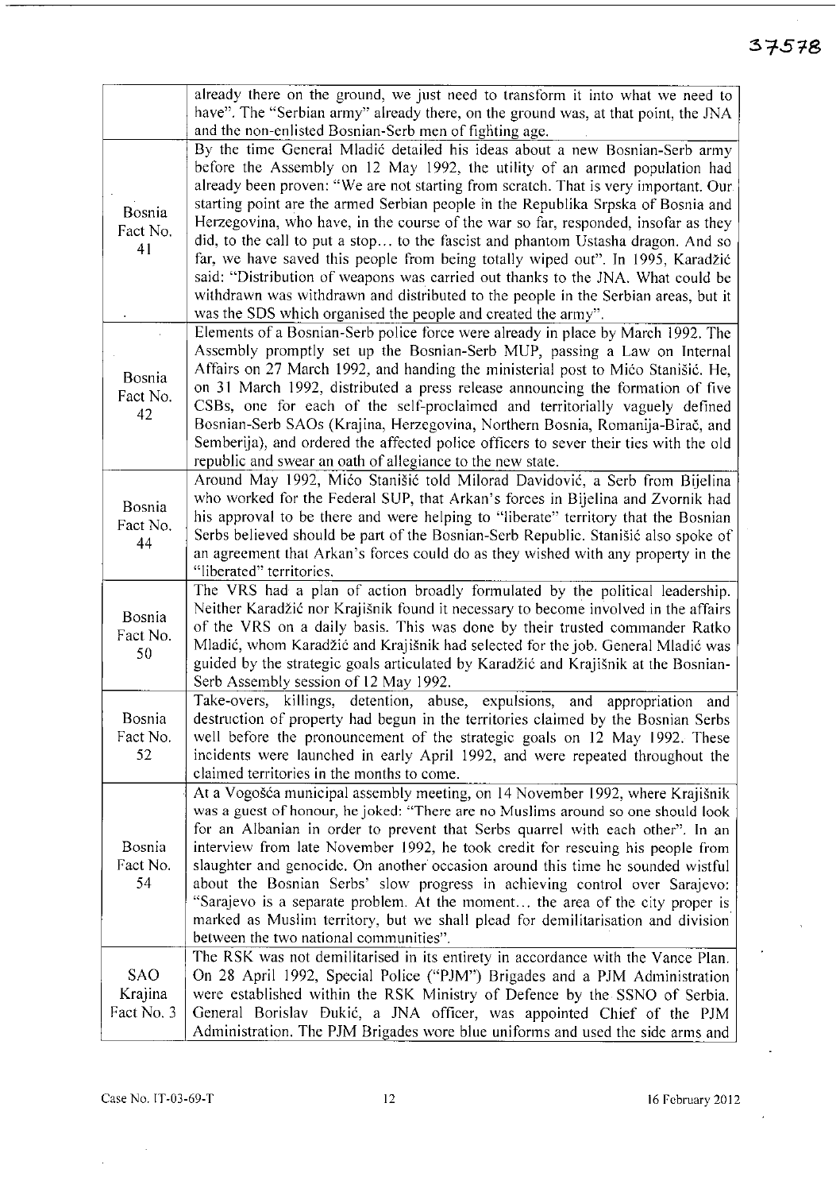| | |
|---|---|
| | already there on the ground, we just need to transform it into what we need to have". The "Serbian army" already there, on the ground was, at that point, the JNA and the non-enlisted Bosnian-Serb men of fighting age. |
| Bosnia Fact No. 41 | By the time General Mladić detailed his ideas about a new Bosnian-Serb army before the Assembly on 12 May 1992, the utility of an armed population had already been proven: "We are not starting from scratch. That is very important. Our starting point are the armed Serbian people in the Republika Srpska of Bosnia and Herzegovina, who have, in the course of the war so far, responded, insofar as they did, to the call to put a stop... to the fascist and phantom Ustasha dragon. And so far, we have saved this people from being totally wiped out". In 1995, Karadžić said: "Distribution of weapons was carried out thanks to the JNA. What could be withdrawn was withdrawn and distributed to the people in the Serbian areas, but it was the SDS which organised the people and created the army". |
| Bosnia Fact No. 42 | Elements of a Bosnian-Serb police force were already in place by March 1992. The Assembly promptly set up the Bosnian-Serb MUP, passing a Law on Internal Affairs on 27 March 1992, and handing the ministerial post to Mićo Stanišić. He, on 31 March 1992, distributed a press release announcing the formation of five CSBs, one for each of the self-proclaimed and territorially vaguely defined Bosnian-Serb SAOs (Krajina, Herzegovina, Northern Bosnia, Romanija-Birač, and Semberija), and ordered the affected police officers to sever their ties with the old republic and swear an oath of allegiance to the new state. |
| Bosnia Fact No. 44 | Around May 1992, Mićo Stanišić told Milorad Davidović, a Serb from Bijelina who worked for the Federal SUP, that Arkan's forces in Bijelina and Zvornik had his approval to be there and were helping to "liberate" territory that the Bosnian Serbs believed should be part of the Bosnian-Serb Republic. Stanišić also spoke of an agreement that Arkan's forces could do as they wished with any property in the "liberated" territories. |
| Bosnia Fact No. 50 | The VRS had a plan of action broadly formulated by the political leadership. Neither Karadžić nor Krajišnik found it necessary to become involved in the affairs of the VRS on a daily basis. This was done by their trusted commander Ratko Mladić, whom Karadžić and Krajišnik had selected for the job. General Mladić was guided by the strategic goals articulated by Karadžić and Krajišnik at the Bosnian-Serb Assembly session of 12 May 1992. |
| Bosnia Fact No. 52 | Take-overs, killings, detention, abuse, expulsions, and appropriation and destruction of property had begun in the territories claimed by the Bosnian Serbs well before the pronouncement of the strategic goals on 12 May 1992. These incidents were launched in early April 1992, and were repeated throughout the claimed territories in the months to come. |
| Bosnia Fact No. 54 | At a Vogošća municipal assembly meeting, on 14 November 1992, where Krajišnik was a guest of honour, he joked: "There are no Muslims around so one should look for an Albanian in order to prevent that Serbs quarrel with each other". In an interview from late November 1992, he took credit for rescuing his people from slaughter and genocide. On another occasion around this time he sounded wistful about the Bosnian Serbs' slow progress in achieving control over Sarajevo: "Sarajevo is a separate problem. At the moment... the area of the city proper is marked as Muslim territory, but we shall plead for demilitarisation and division between the two national communities". |
| SAO Krajina Fact No. 3 | The RSK was not demilitarised in its entirety in accordance with the Vance Plan. On 28 April 1992, Special Police ("PJM") Brigades and a PJM Administration were established within the RSK Ministry of Defence by the SSNO of Serbia. General Borislav Đukić, a JNA officer, was appointed Chief of the PJM Administration. The PJM Brigades wore blue uniforms and used the side arms and |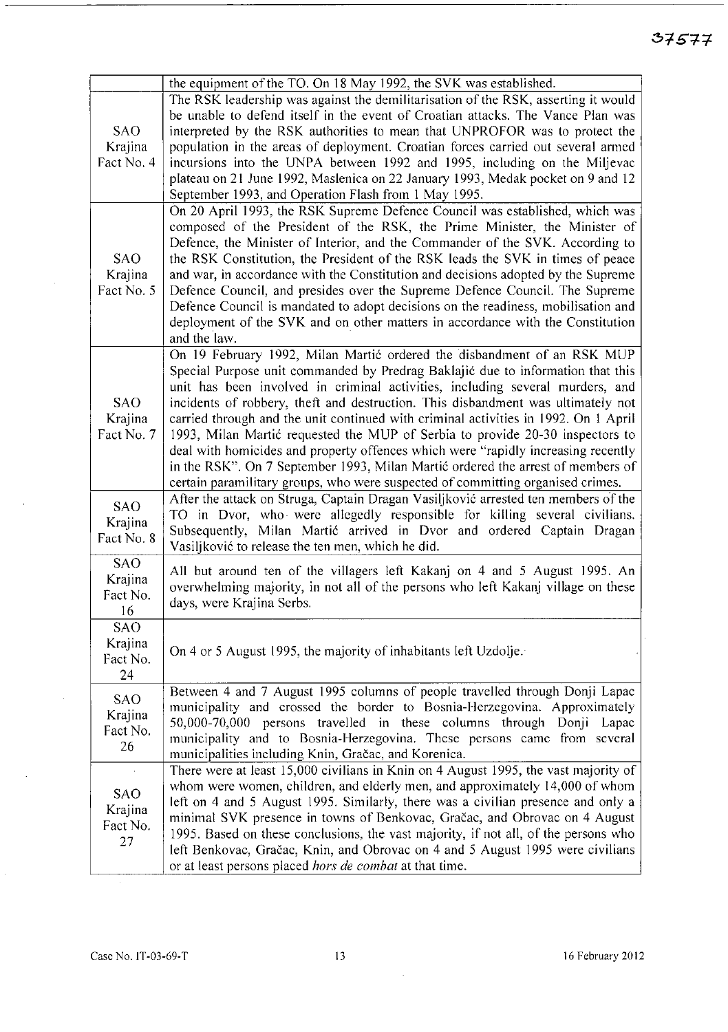| | |
|---|---|
| | the equipment of the TO. On 18 May 1992, the SVK was established. |
| SAO Krajina Fact No. 4 | The RSK leadership was against the demilitarisation of the RSK, asserting it would be unable to defend itself in the event of Croatian attacks. The Vance Plan was interpreted by the RSK authorities to mean that UNPROFOR was to protect the population in the areas of deployment. Croatian forces carried out several armed incursions into the UNPA between 1992 and 1995, including on the Miljevac plateau on 21 June 1992, Maslenica on 22 January 1993, Medak pocket on 9 and 12 September 1993, and Operation Flash from 1 May 1995. |
| SAO Krajina Fact No. 5 | On 20 April 1993, the RSK Supreme Defence Council was established, which was composed of the President of the RSK, the Prime Minister, the Minister of Defence, the Minister of Interior, and the Commander of the SVK. According to the RSK Constitution, the President of the RSK leads the SVK in times of peace and war, in accordance with the Constitution and decisions adopted by the Supreme Defence Council, and presides over the Supreme Defence Council. The Supreme Defence Council is mandated to adopt decisions on the readiness, mobilisation and deployment of the SVK and on other matters in accordance with the Constitution and the law. |
| SAO Krajina Fact No. 7 | On 19 February 1992, Milan Martić ordered the disbandment of an RSK MUP Special Purpose unit commanded by Predrag Baklajić due to information that this unit has been involved in criminal activities, including several murders, and incidents of robbery, theft and destruction. This disbandment was ultimately not carried through and the unit continued with criminal activities in 1992. On 1 April 1993, Milan Martić requested the MUP of Serbia to provide 20-30 inspectors to deal with homicides and property offences which were "rapidly increasing recently in the RSK". On 7 September 1993, Milan Martić ordered the arrest of members of certain paramilitary groups, who were suspected of committing organised crimes. |
| SAO Krajina Fact No. 8 | After the attack on Struga, Captain Dragan Vasiljković arrested ten members of the TO in Dvor, who were allegedly responsible for killing several civilians. Subsequently, Milan Martić arrived in Dvor and ordered Captain Dragan Vasiljković to release the ten men, which he did. |
| SAO Krajina Fact No. 16 | All but around ten of the villagers left Kakanj on 4 and 5 August 1995. An overwhelming majority, in not all of the persons who left Kakanj village on these days, were Krajina Serbs. |
| SAO Krajina Fact No. 24 | On 4 or 5 August 1995, the majority of inhabitants left Uzdolje. |
| SAO Krajina Fact No. 26 | Between 4 and 7 August 1995 columns of people travelled through Donji Lapac municipality and crossed the border to Bosnia-Herzegovina. Approximately 50,000-70,000 persons travelled in these columns through Donji Lapac municipality and to Bosnia-Herzegovina. These persons came from several municipalities including Knin, Gračac, and Korenica. |
| SAO Krajina Fact No. 27 | There were at least 15,000 civilians in Knin on 4 August 1995, the vast majority of whom were women, children, and elderly men, and approximately 14,000 of whom left on 4 and 5 August 1995. Similarly, there was a civilian presence and only a minimal SVK presence in towns of Benkovac, Gračac, and Obrovac on 4 August 1995. Based on these conclusions, the vast majority, if not all, of the persons who left Benkovac, Gračac, Knin, and Obrovac on 4 and 5 August 1995 were civilians or at least persons placed *hors de combat* at that time. |